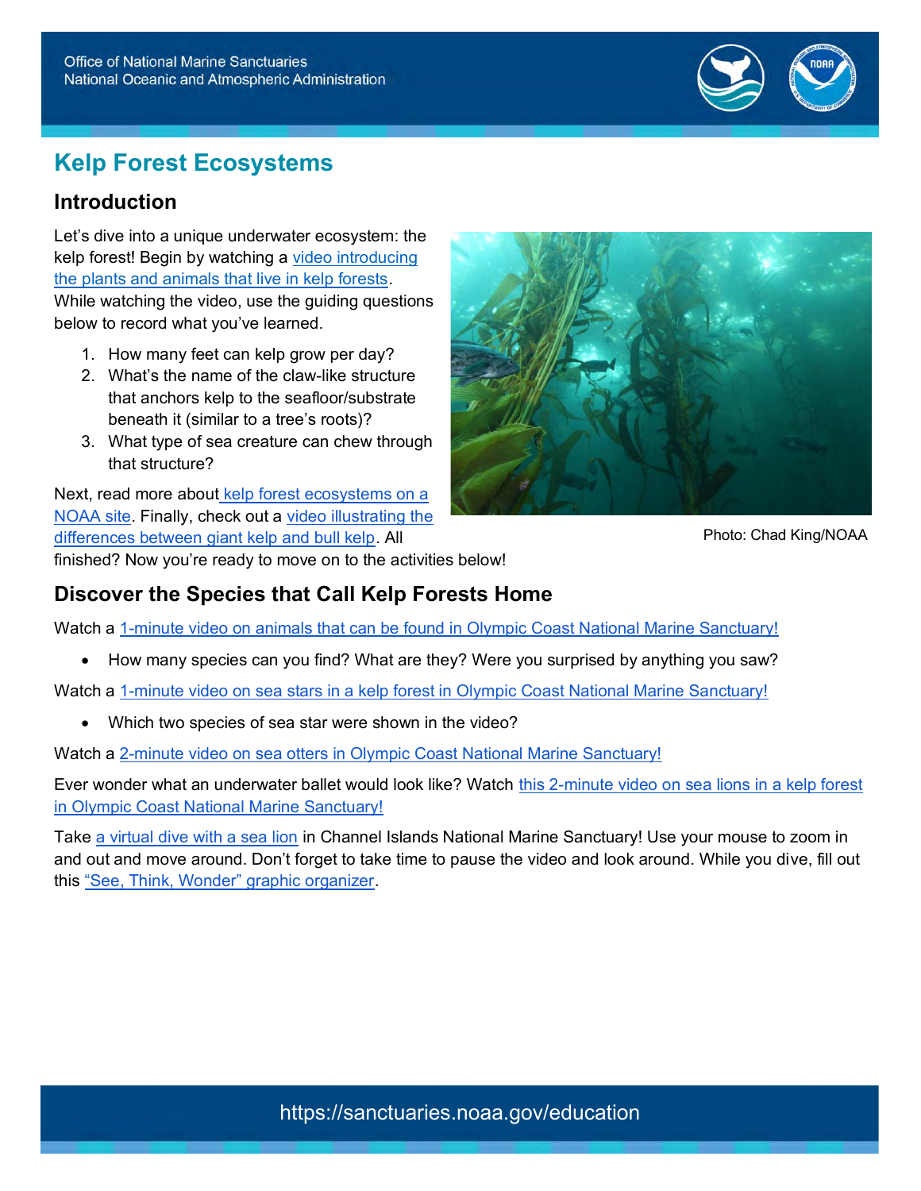Office of National Marine Sanctuaries
National Oceanic and Atmospheric Administration

# Kelp Forest Ecosystems

## Introduction

Let's dive into a unique underwater ecosystem: the kelp forest! Begin by watching a video introducing the plants and animals that live in kelp forests. While watching the video, use the guiding questions below to record what you've learned.

1. How many feet can kelp grow per day?
2. What's the name of the claw-like structure that anchors kelp to the seafloor/substrate beneath it (similar to a tree's roots)?
3. What type of sea creature can chew through that structure?

Next, read more about kelp forest ecosystems on a NOAA site. Finally, check out a video illustrating the differences between giant kelp and bull kelp. All finished? Now you're ready to move on to the activities below!

Photo: Chad King/NOAA

## Discover the Species that Call Kelp Forests Home

Watch a 1-minute video on animals that can be found in Olympic Coast National Marine Sanctuary!

- How many species can you find? What are they? Were you surprised by anything you saw?

Watch a 1-minute video on sea stars in a kelp forest in Olympic Coast National Marine Sanctuary!

- Which two species of sea star were shown in the video?

Watch a 2-minute video on sea otters in Olympic Coast National Marine Sanctuary!

Ever wonder what an underwater ballet would look like? Watch this 2-minute video on sea lions in a kelp forest in Olympic Coast National Marine Sanctuary!

Take a virtual dive with a sea lion in Channel Islands National Marine Sanctuary! Use your mouse to zoom in and out and move around. Don't forget to take time to pause the video and look around. While you dive, fill out this "See, Think, Wonder" graphic organizer.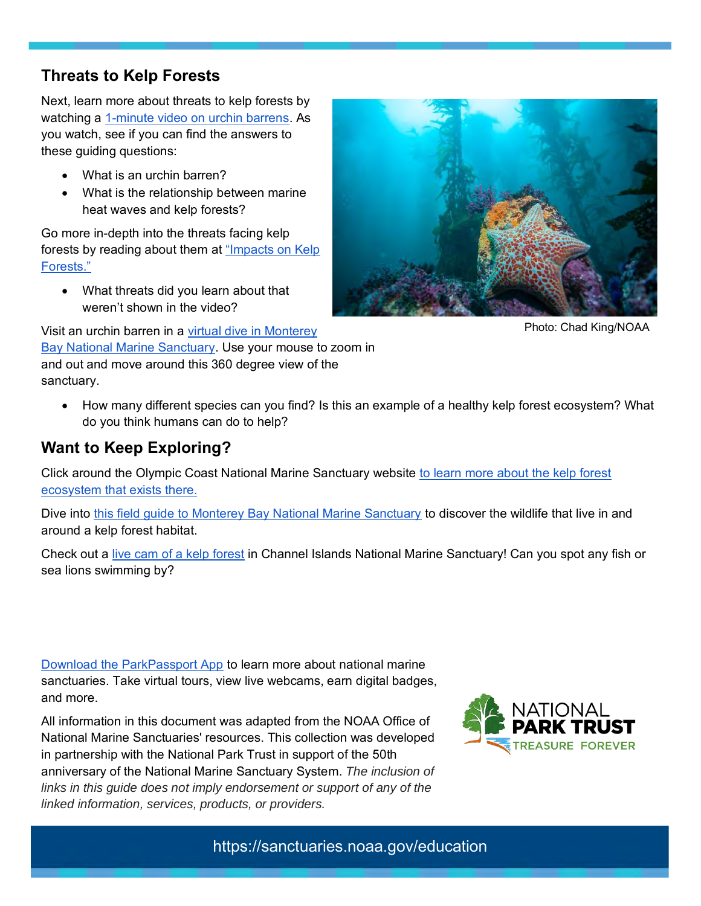## Threats to Kelp Forests

Next, learn more about threats to kelp forests by watching a 1-minute video on urchin barrens. As you watch, see if you can find the answers to these guiding questions:

- What is an urchin barren?
- What is the relationship between marine heat waves and kelp forests?

Go more in-depth into the threats facing kelp forests by reading about them at "Impacts on Kelp Forests."

- What threats did you learn about that weren't shown in the video?

Photo: Chad King/NOAA

Visit an urchin barren in a virtual dive in Monterey Bay National Marine Sanctuary. Use your mouse to zoom in and out and move around this 360 degree view of the sanctuary.

- How many different species can you find? Is this an example of a healthy kelp forest ecosystem? What do you think humans can do to help?

## Want to Keep Exploring?

Click around the Olympic Coast National Marine Sanctuary website to learn more about the kelp forest ecosystem that exists there.

Dive into this field guide to Monterey Bay National Marine Sanctuary to discover the wildlife that live in and around a kelp forest habitat.

Check out a live cam of a kelp forest in Channel Islands National Marine Sanctuary! Can you spot any fish or sea lions swimming by?

Download the ParkPassport App to learn more about national marine sanctuaries. Take virtual tours, view live webcams, earn digital badges, and more.

All information in this document was adapted from the NOAA Office of National Marine Sanctuaries' resources. This collection was developed in partnership with the National Park Trust in support of the 50th anniversary of the National Marine Sanctuary System. *The inclusion of links in this guide does not imply endorsement or support of any of the linked information, services, products, or providers.*

NATIONAL PARK TRUST
TREASURE FOREVER

https://sanctuaries.noaa.gov/education